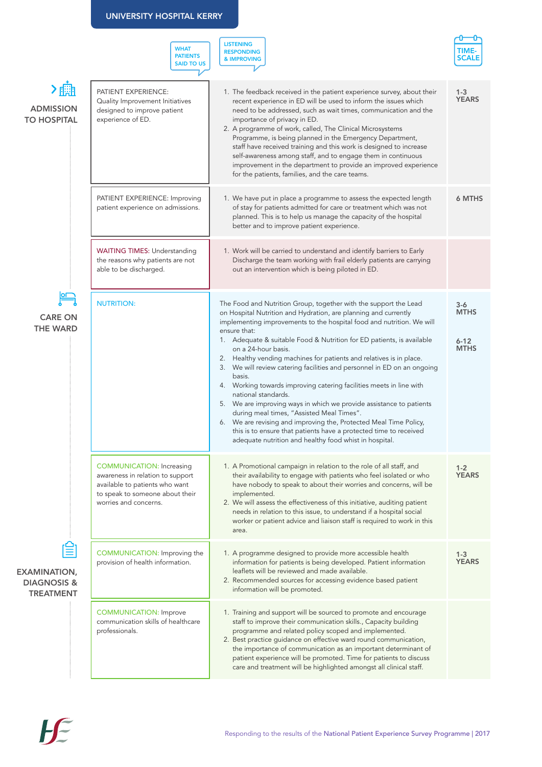## UNIVERSITY HOSPITAL KERRY

| | WHAT PATIENTS SAID TO US | LISTENING RESPONDING & IMPROVING | TIME-SCALE |
|---|---|---|---|
| ADMISSION TO HOSPITAL | PATIENT EXPERIENCE: Quality Improvement Initiatives designed to improve patient experience of ED. | 1. The feedback received in the patient experience survey, about their recent experience in ED will be used to inform the issues which need to be addressed, such as wait times, communication and the importance of privacy in ED.<br>2. A programme of work, called, The Clinical Microsystems Programme, is being planned in the Emergency Department, staff have received training and this work is designed to increase self-awareness among staff, and to engage them in continuous improvement in the department to provide an improved experience for the patients, families, and the care teams. | 1-3 YEARS |
| | PATIENT EXPERIENCE: Improving patient experience on admissions. | 1. We have put in place a programme to assess the expected length of stay for patients admitted for care or treatment which was not planned. This is to help us manage the capacity of the hospital better and to improve patient experience. | 6 MTHS |
| | WAITING TIMES: Understanding the reasons why patients are not able to be discharged. | 1. Work will be carried to understand and identify barriers to Early Discharge the team working with frail elderly patients are carrying out an intervention which is being piloted in ED. | |
| CARE ON THE WARD | NUTRITION: | The Food and Nutrition Group, together with the support the Lead on Hospital Nutrition and Hydration, are planning and currently implementing improvements to the hospital food and nutrition. We will ensure that:<br>1. Adequate & suitable Food & Nutrition for ED patients, is available on a 24-hour basis.<br>2. Healthy vending machines for patients and relatives is in place.<br>3. We will review catering facilities and personnel in ED on an ongoing basis.<br>4. Working towards improving catering facilities meets in line with national standards.<br>5. We are improving ways in which we provide assistance to patients during meal times, "Assisted Meal Times".<br>6. We are revising and improving the, Protected Meal Time Policy, this is to ensure that patients have a protected time to received adequate nutrition and healthy food whist in hospital. | 3-6 MTHS<br><br>6-12 MTHS |
| | COMMUNICATION: Increasing awareness in relation to support available to patients who want to speak to someone about their worries and concerns. | 1. A Promotional campaign in relation to the role of all staff, and their availability to engage with patients who feel isolated or who have nobody to speak to about their worries and concerns, will be implemented.<br>2. We will assess the effectiveness of this initiative, auditing patient needs in relation to this issue, to understand if a hospital social worker or patient advice and liaison staff is required to work in this area. | 1-2 YEARS |
| EXAMINATION, DIAGNOSIS & TREATMENT | COMMUNICATION: Improving the provision of health information. | 1. A programme designed to provide more accessible health information for patients is being developed. Patient information leaflets will be reviewed and made available.<br>2. Recommended sources for accessing evidence based patient information will be promoted. | 1-3 YEARS |
| | COMMUNICATION: Improve communication skills of healthcare professionals. | 1. Training and support will be sourced to promote and encourage staff to improve their communication skills., Capacity building programme and related policy scoped and implemented.<br>2. Best practice guidance on effective ward round communication, the importance of communication as an important determinant of patient experience will be promoted. Time for patients to discuss care and treatment will be highlighted amongst all clinical staff. | |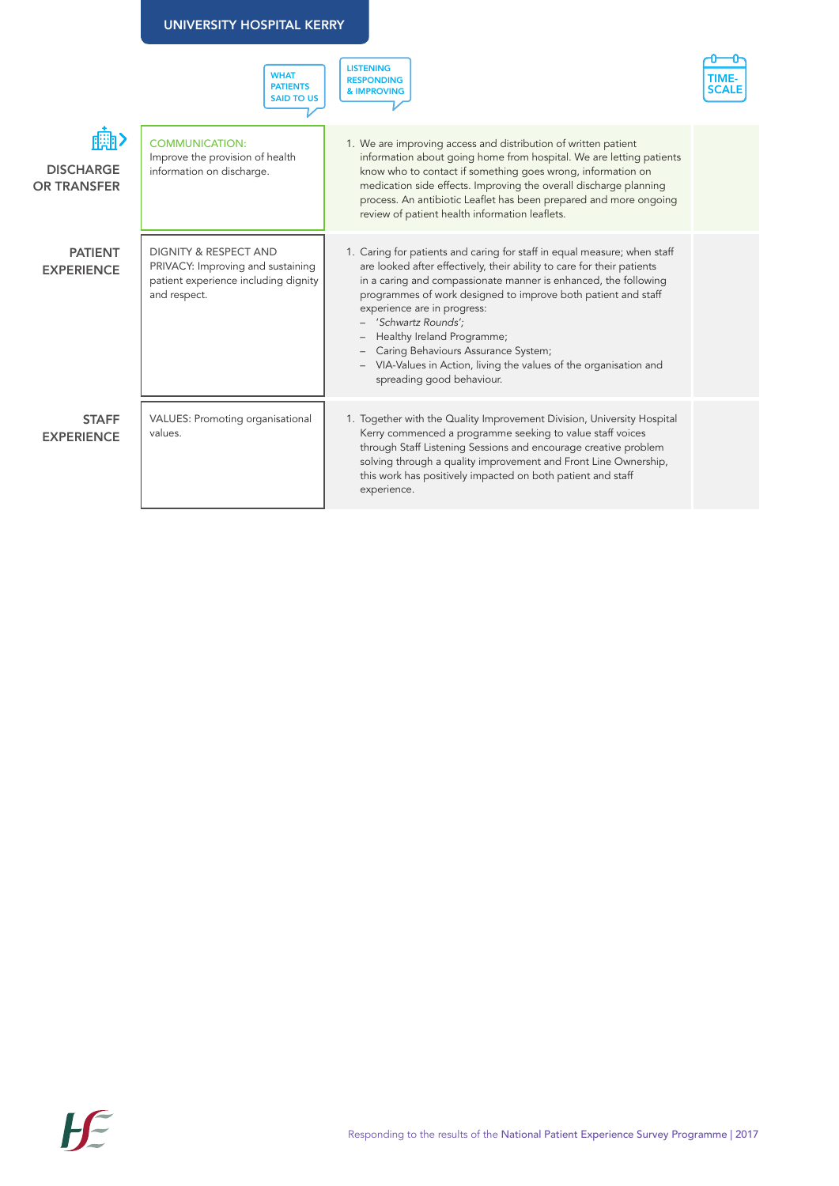## UNIVERSITY HOSPITAL KERRY

| | WHAT PATIENTS SAID TO US | LISTENING RESPONDING & IMPROVING | TIME-SCALE |
|---|---|---|---|
| **DISCHARGE OR TRANSFER** | COMMUNICATION: Improve the provision of health information on discharge. | 1. We are improving access and distribution of written patient information about going home from hospital. We are letting patients know who to contact if something goes wrong, information on medication side effects. Improving the overall discharge planning process. An antibiotic Leaflet has been prepared and more ongoing review of patient health information leaflets. | |
| **PATIENT EXPERIENCE** | DIGNITY & RESPECT AND PRIVACY: Improving and sustaining patient experience including dignity and respect. | 1. Caring for patients and caring for staff in equal measure; when staff are looked after effectively, their ability to care for their patients in a caring and compassionate manner is enhanced, the following programmes of work designed to improve both patient and staff experience are in progress:<br>– *'Schwartz Rounds'*;<br>– Healthy Ireland Programme;<br>– Caring Behaviours Assurance System;<br>– VIA-Values in Action, living the values of the organisation and spreading good behaviour. | |
| **STAFF EXPERIENCE** | VALUES: Promoting organisational values. | 1. Together with the Quality Improvement Division, University Hospital Kerry commenced a programme seeking to value staff voices through Staff Listening Sessions and encourage creative problem solving through a quality improvement and Front Line Ownership, this work has positively impacted on both patient and staff experience. | |